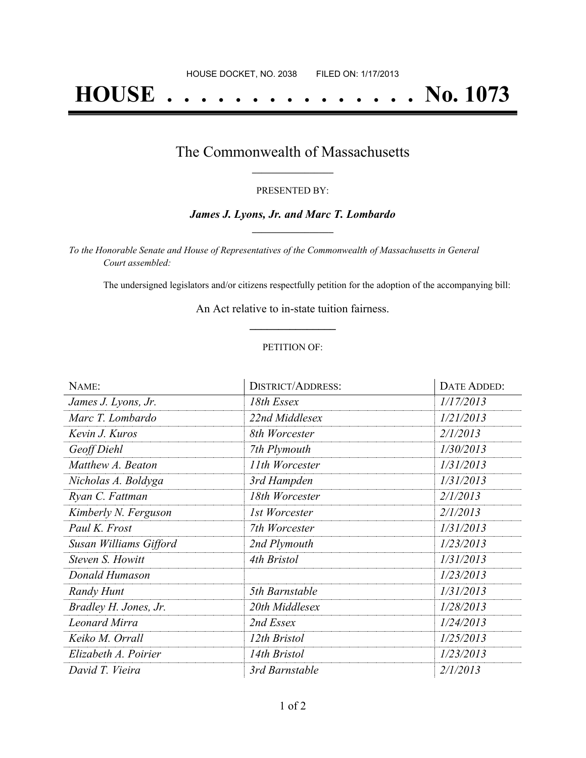HOUSE DOCKET, NO. 2038 FILED ON: 1/17/2013

# HOUSE . . . . . . . . . . . . . . . No. 1073

## The Commonwealth of Massachusetts

PRESENTED BY:

***James J. Lyons, Jr. and Marc T. Lombardo***

*To the Honorable Senate and House of Representatives of the Commonwealth of Massachusetts in General Court assembled:*

The undersigned legislators and/or citizens respectfully petition for the adoption of the accompanying bill:

An Act relative to in-state tuition fairness.

PETITION OF:

| NAME: | DISTRICT/ADDRESS: | DATE ADDED: |
|---|---|---|
| *James J. Lyons, Jr.* | *18th Essex* | *1/17/2013* |
| *Marc T. Lombardo* | *22nd Middlesex* | *1/21/2013* |
| *Kevin J. Kuros* | *8th Worcester* | *2/1/2013* |
| *Geoff Diehl* | *7th Plymouth* | *1/30/2013* |
| *Matthew A. Beaton* | *11th Worcester* | *1/31/2013* |
| *Nicholas A. Boldyga* | *3rd Hampden* | *1/31/2013* |
| *Ryan C. Fattman* | *18th Worcester* | *2/1/2013* |
| *Kimberly N. Ferguson* | *1st Worcester* | *2/1/2013* |
| *Paul K. Frost* | *7th Worcester* | *1/31/2013* |
| *Susan Williams Gifford* | *2nd Plymouth* | *1/23/2013* |
| *Steven S. Howitt* | *4th Bristol* | *1/31/2013* |
| *Donald Humason* | | *1/23/2013* |
| *Randy Hunt* | *5th Barnstable* | *1/31/2013* |
| *Bradley H. Jones, Jr.* | *20th Middlesex* | *1/28/2013* |
| *Leonard Mirra* | *2nd Essex* | *1/24/2013* |
| *Keiko M. Orrall* | *12th Bristol* | *1/25/2013* |
| *Elizabeth A. Poirier* | *14th Bristol* | *1/23/2013* |
| *David T. Vieira* | *3rd Barnstable* | *2/1/2013* |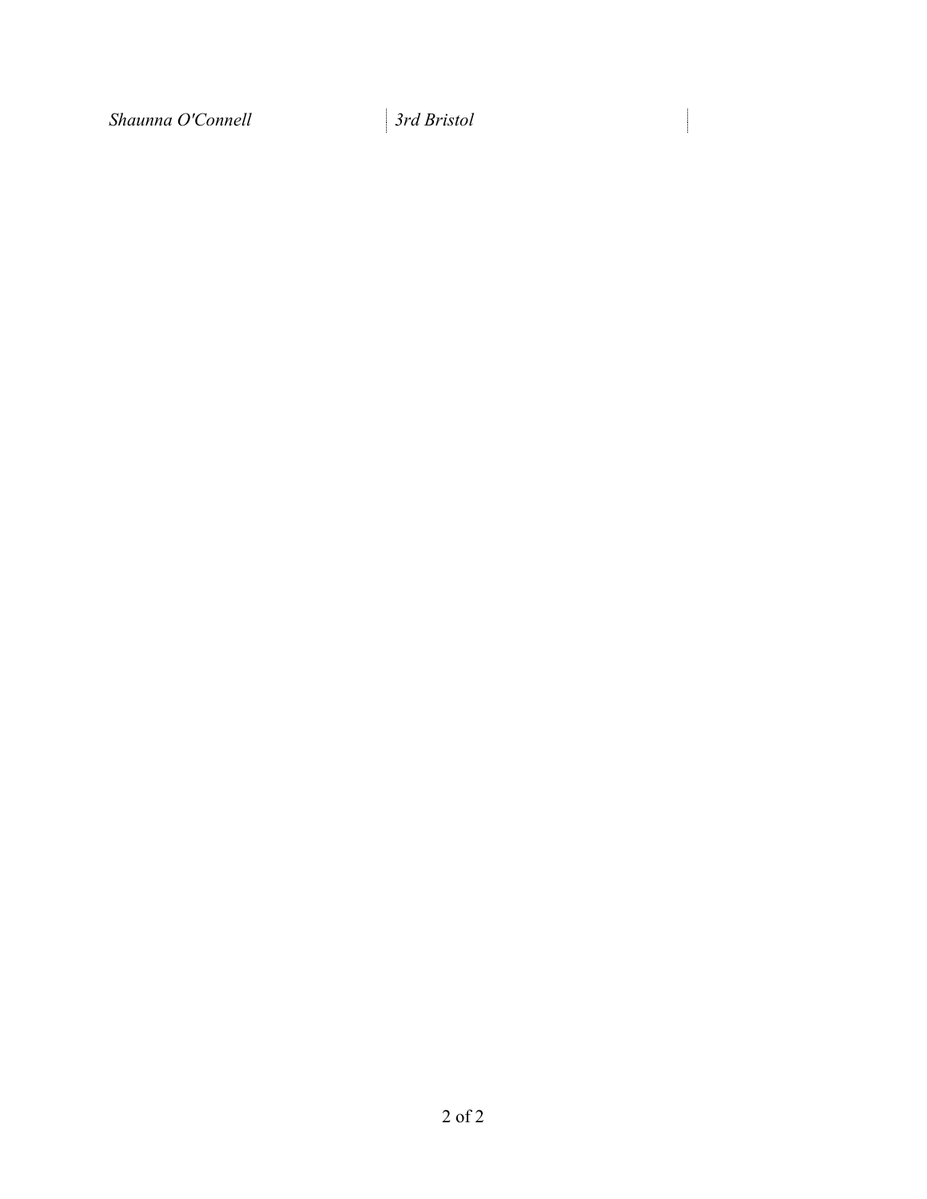| *Shaunna O'Connell* | *3rd Bristol* | |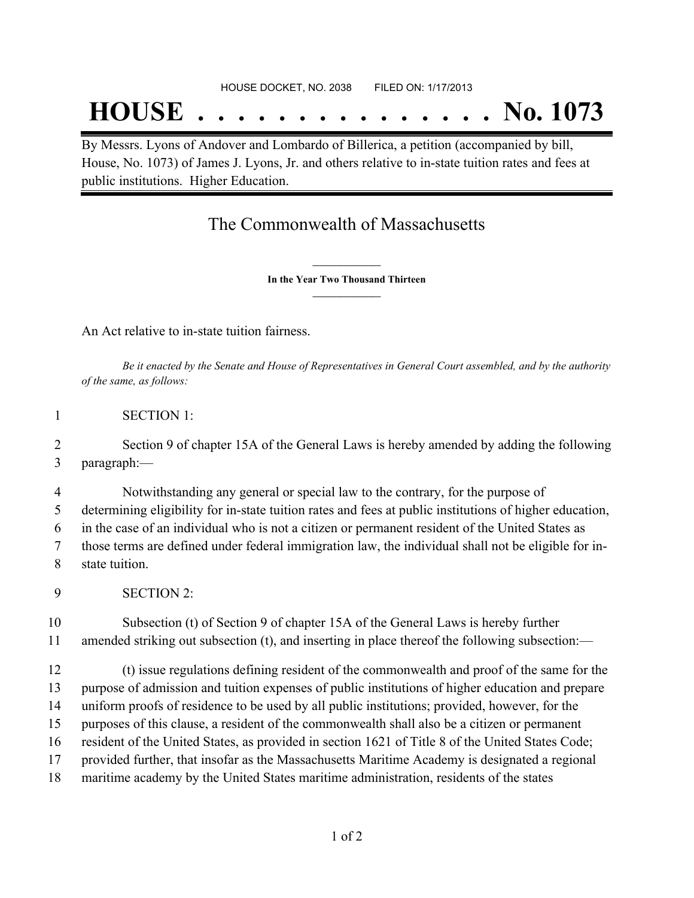HOUSE DOCKET, NO. 2038        FILED ON: 1/17/2013

# HOUSE . . . . . . . . . . . . . . . No. 1073

By Messrs. Lyons of Andover and Lombardo of Billerica, a petition (accompanied by bill, House, No. 1073) of James J. Lyons, Jr. and others relative to in-state tuition rates and fees at public institutions. Higher Education.

## The Commonwealth of Massachusetts

**In the Year Two Thousand Thirteen**

An Act relative to in-state tuition fairness.

*Be it enacted by the Senate and House of Representatives in General Court assembled, and by the authority of the same, as follows:*

1 SECTION 1:

2 Section 9 of chapter 15A of the General Laws is hereby amended by adding the following
3 paragraph:—

4 Notwithstanding any general or special law to the contrary, for the purpose of
5 determining eligibility for in-state tuition rates and fees at public institutions of higher education,
6 in the case of an individual who is not a citizen or permanent resident of the United States as
7 those terms are defined under federal immigration law, the individual shall not be eligible for in-
8 state tuition.

9 SECTION 2:

10 Subsection (t) of Section 9 of chapter 15A of the General Laws is hereby further
11 amended striking out subsection (t), and inserting in place thereof the following subsection:—

12 (t) issue regulations defining resident of the commonwealth and proof of the same for the
13 purpose of admission and tuition expenses of public institutions of higher education and prepare
14 uniform proofs of residence to be used by all public institutions; provided, however, for the
15 purposes of this clause, a resident of the commonwealth shall also be a citizen or permanent
16 resident of the United States, as provided in section 1621 of Title 8 of the United States Code;
17 provided further, that insofar as the Massachusetts Maritime Academy is designated a regional
18 maritime academy by the United States maritime administration, residents of the states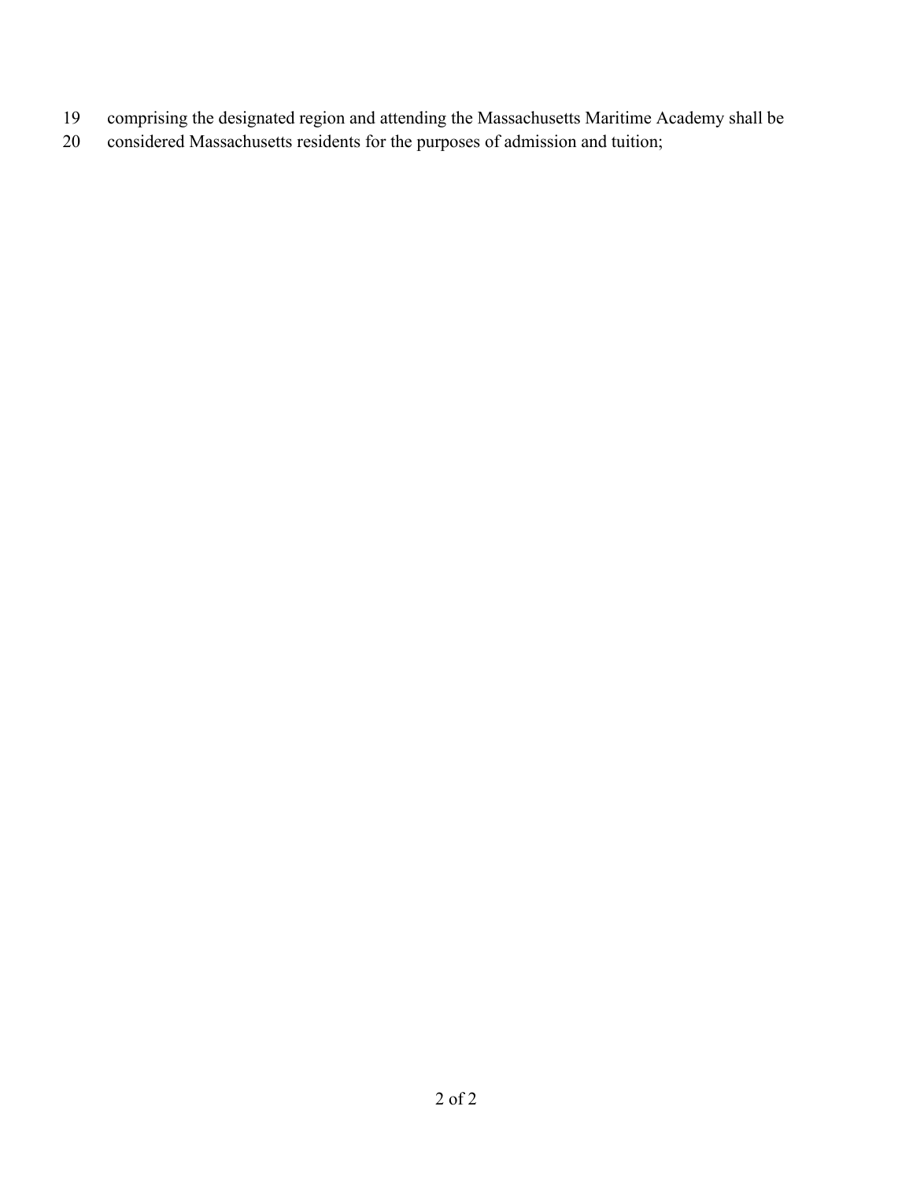19 comprising the designated region and attending the Massachusetts Maritime Academy shall be
20 considered Massachusetts residents for the purposes of admission and tuition;